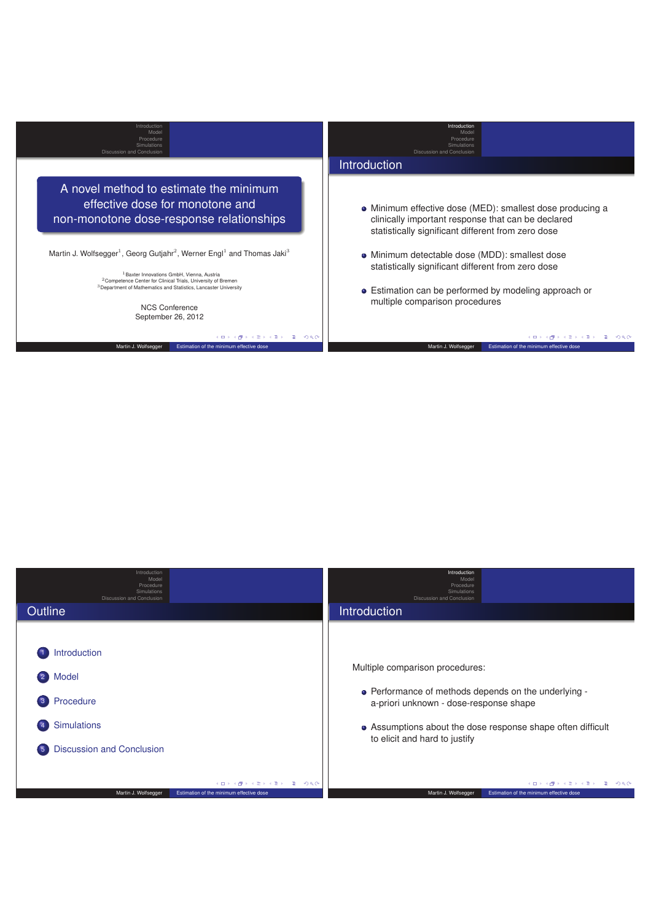# A novel method to estimate the minimum effective dose for monotone and non-monotone dose-response relationships

Martin J. Wolfsegger[1], Georg Gutjahr[2], Werner Engl[1] and Thomas Jaki[3]

[1] Baxter Innovations GmbH, Vienna, Austria
[2] Competence Center for Clinical Trials, University of Bremen
[3] Department of Mathematics and Statistics, Lancaster University

NCS Conference
September 26, 2012

## Introduction

- Minimum effective dose (MED): smallest dose producing a clinically important response that can be declared statistically significant different from zero dose
- Minimum detectable dose (MDD): smallest dose statistically significant different from zero dose
- Estimation can be performed by modeling approach or multiple comparison procedures

## Outline

1. Introduction
2. Model
3. Procedure
4. Simulations
5. Discussion and Conclusion

## Introduction

Multiple comparison procedures:

- Performance of methods depends on the underlying - a-priori unknown - dose-response shape
- Assumptions about the dose response shape often difficult to elicit and hard to justify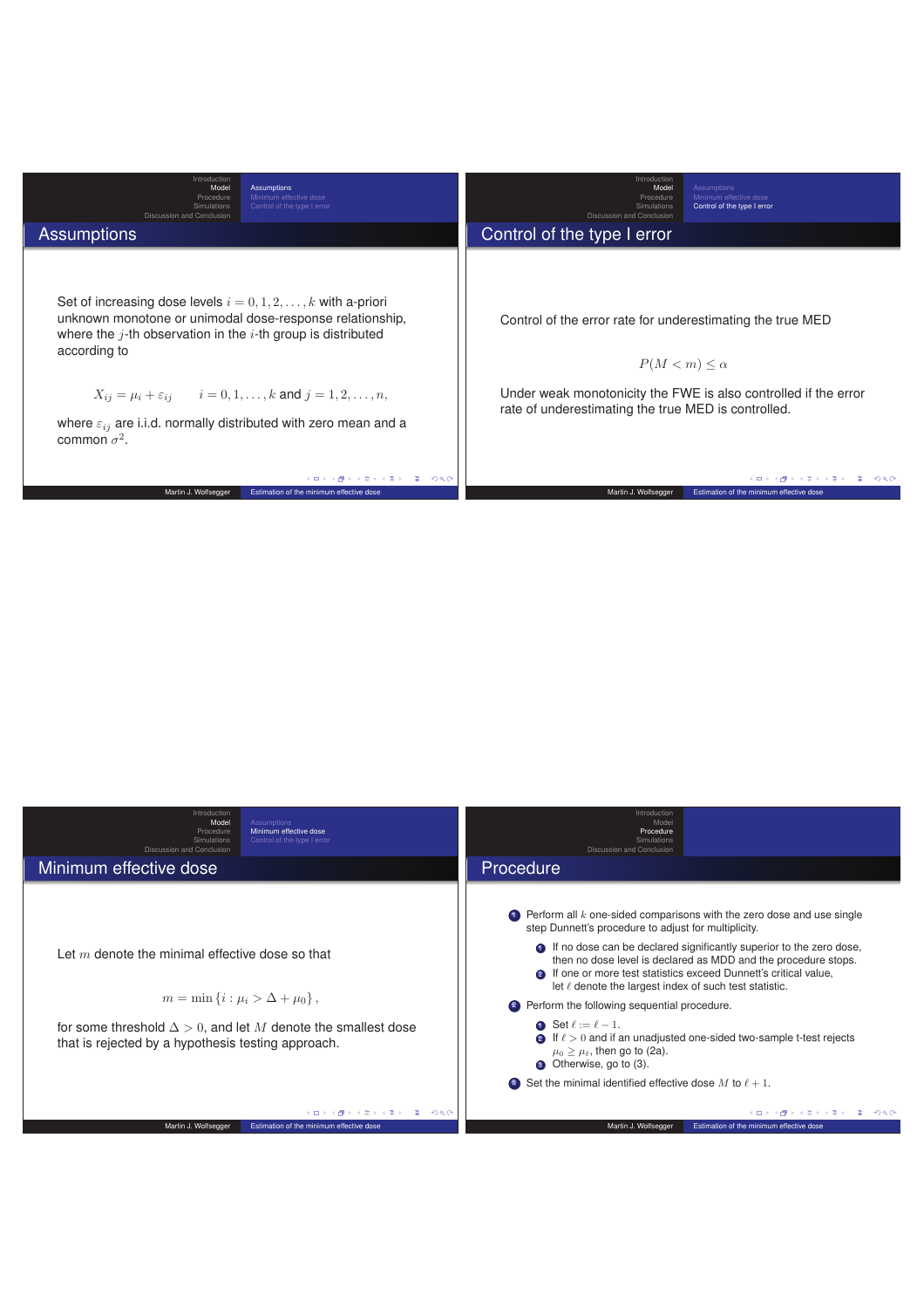## Assumptions

Set of increasing dose levels $i = 0, 1, 2, \ldots, k$ with a-priori unknown monotone or unimodal dose-response relationship, where the $j$-th observation in the $i$-th group is distributed according to

$$X_{ij} = \mu_i + \varepsilon_{ij} \qquad i = 0, 1, \ldots, k \text{ and } j = 1, 2, \ldots, n,$$

where $\varepsilon_{ij}$ are i.i.d. normally distributed with zero mean and a common $\sigma^2$.

## Control of the type I error

Control of the error rate for underestimating the true MED

$$P(M < m) \leq \alpha$$

Under weak monotonicity the FWE is also controlled if the error rate of underestimating the true MED is controlled.

## Minimum effective dose

Let $m$ denote the minimal effective dose so that

$$m = \min \{i : \mu_i > \Delta + \mu_0\},$$

for some threshold $\Delta > 0$, and let $M$ denote the smallest dose that is rejected by a hypothesis testing approach.

## Procedure

1. Perform all $k$ one-sided comparisons with the zero dose and use single step Dunnett's procedure to adjust for multiplicity.
   1. If no dose can be declared significantly superior to the zero dose, then no dose level is declared as MDD and the procedure stops.
   2. If one or more test statistics exceed Dunnett's critical value, let $\ell$ denote the largest index of such test statistic.
2. Perform the following sequential procedure.
   1. Set $\ell := \ell - 1$.
   2. If $\ell > 0$ and if an unadjusted one-sided two-sample t-test rejects $\mu_0 \geq \mu_\ell$, then go to (2a).
   3. Otherwise, go to (3).
3. Set the minimal identified effective dose $M$ to $\ell + 1$.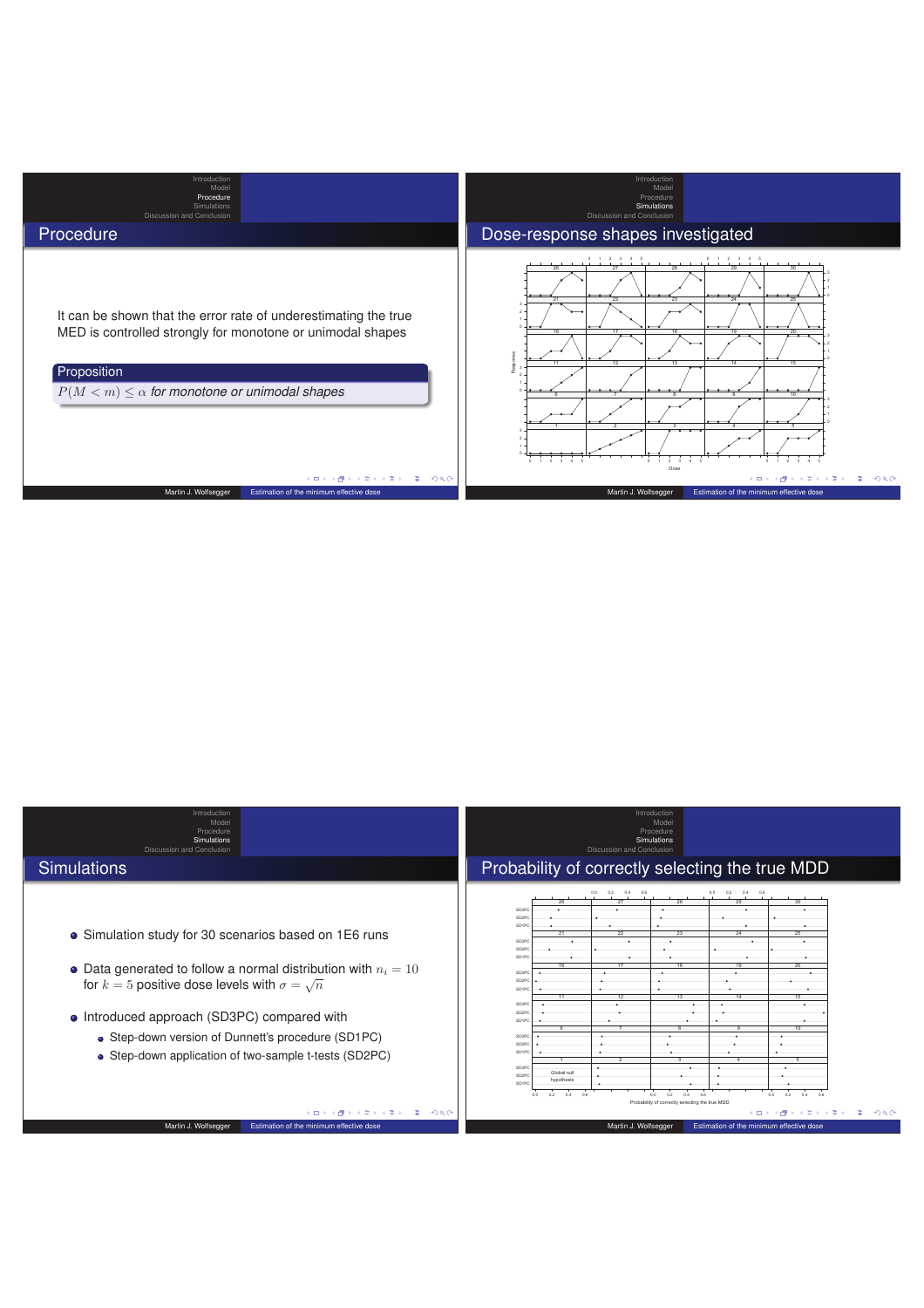## Procedure

It can be shown that the error rate of underestimating the true MED is controlled strongly for monotone or unimodal shapes

**Proposition**

$P(M < m) \leq \alpha$ *for monotone or unimodal shapes*

## Dose-response shapes investigated

## Simulations

- Simulation study for 30 scenarios based on 1E6 runs
- Data generated to follow a normal distribution with $n_i = 10$ for $k = 5$ positive dose levels with $\sigma = \sqrt{n}$
- Introduced approach (SD3PC) compared with
  - Step-down version of Dunnett's procedure (SD1PC)
  - Step-down application of two-sample t-tests (SD2PC)

## Probability of correctly selecting the true MDD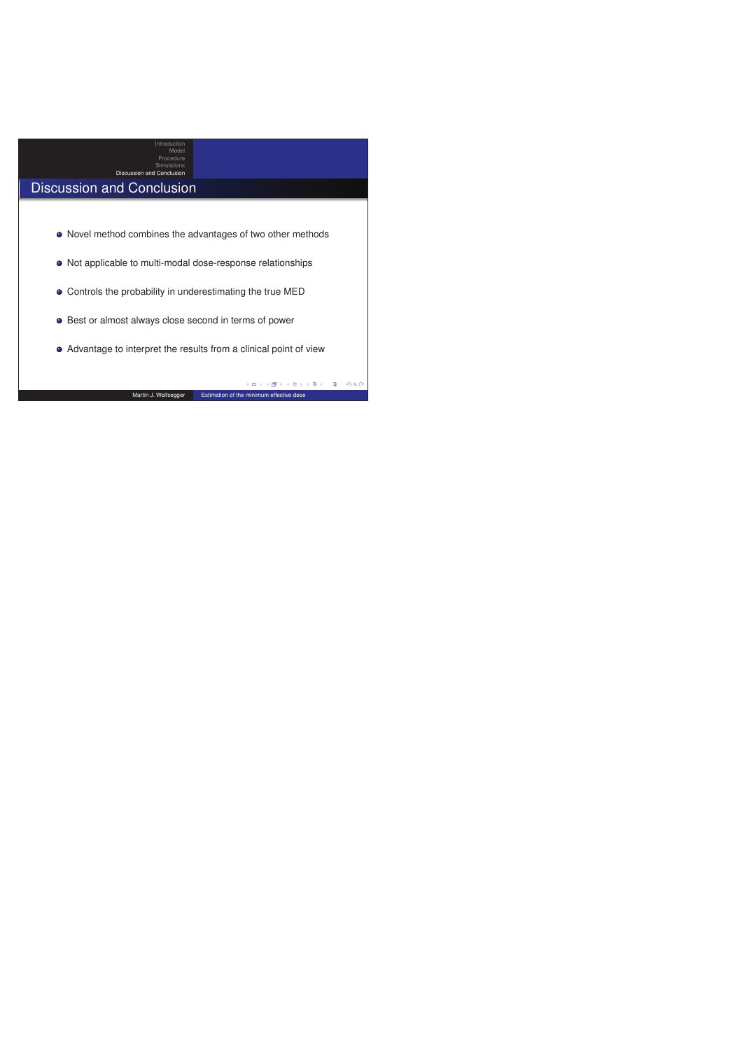## Discussion and Conclusion

- Novel method combines the advantages of two other methods
- Not applicable to multi-modal dose-response relationships
- Controls the probability in underestimating the true MED
- Best or almost always close second in terms of power
- Advantage to interpret the results from a clinical point of view